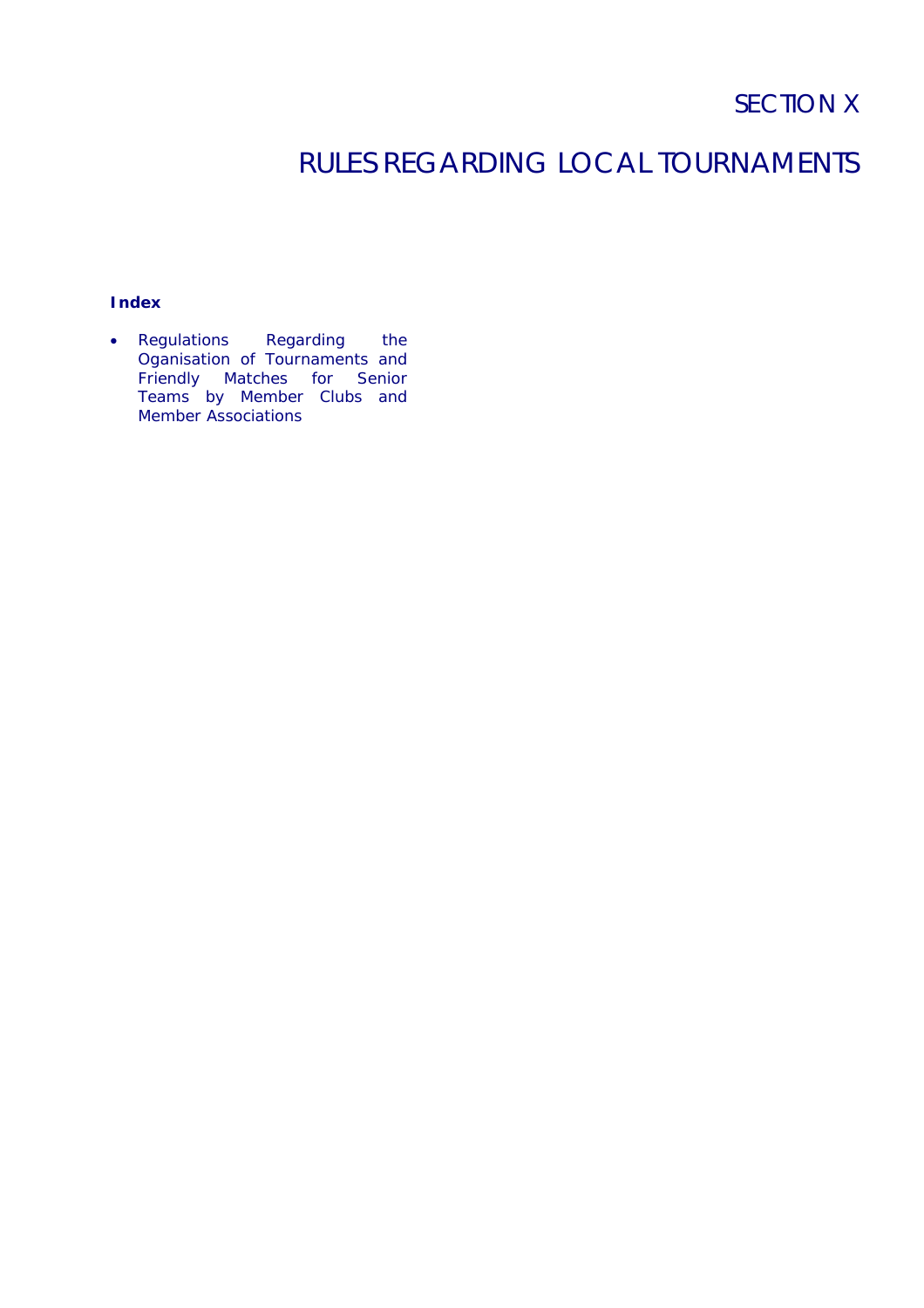# SECTION X

# RULES REGARDING LOCAL TOURNAMENTS

**Index**

- Regulations Regarding the Oganisation of Tournaments and Friendly Matches for Senior Teams by Member Clubs and Member Associations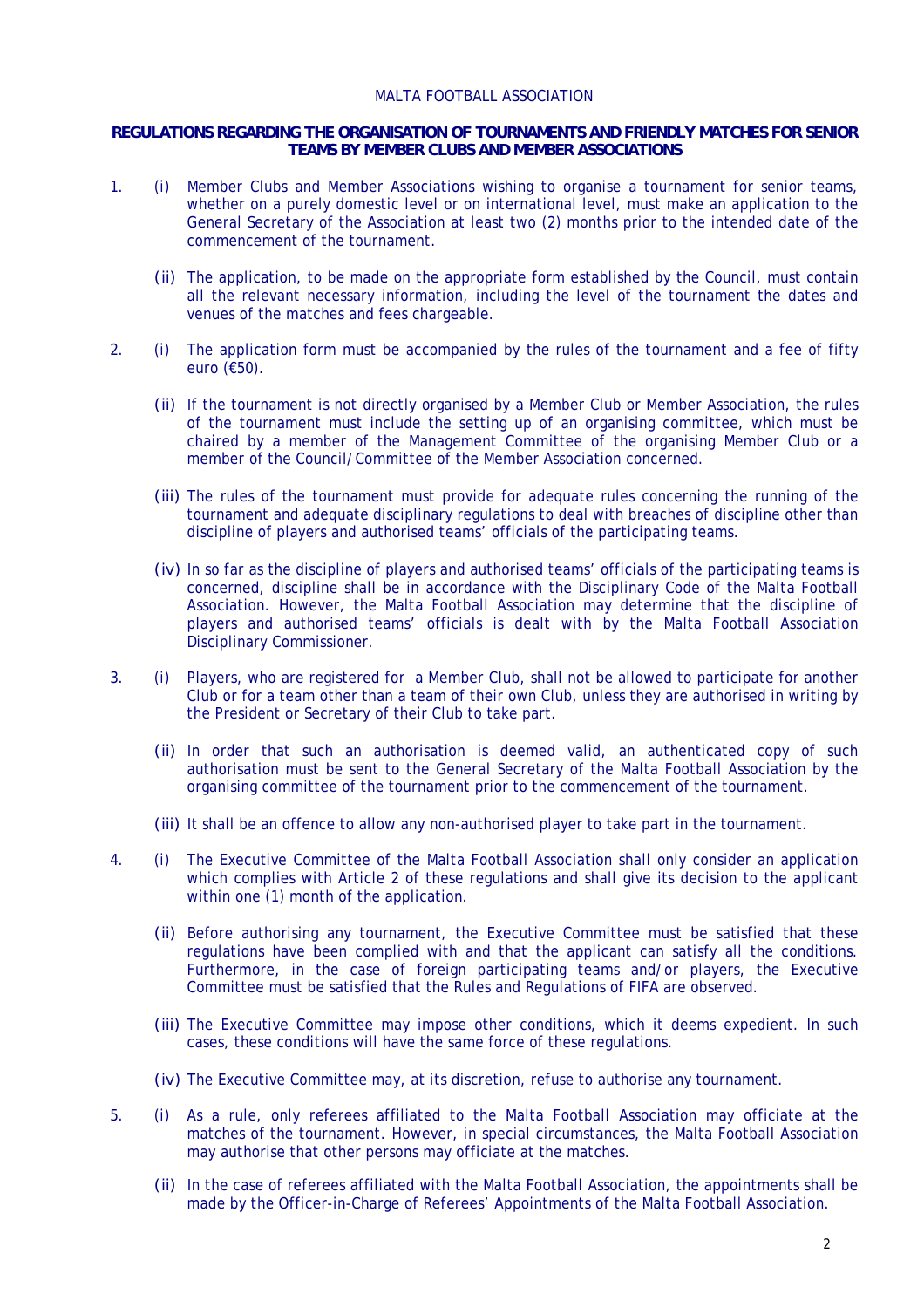MALTA FOOTBALL ASSOCIATION

**REGULATIONS REGARDING THE ORGANISATION OF TOURNAMENTS AND FRIENDLY MATCHES FOR SENIOR TEAMS BY MEMBER CLUBS AND MEMBER ASSOCIATIONS**

1. (i) Member Clubs and Member Associations wishing to organise a tournament for senior teams, whether on a purely domestic level or on international level, must make an application to the General Secretary of the Association at least two (2) months prior to the intended date of the commencement of the tournament.

   (ii) The application, to be made on the appropriate form established by the Council, must contain all the relevant necessary information, including the level of the tournament the dates and venues of the matches and fees chargeable.

2. (i) The application form must be accompanied by the rules of the tournament and a fee of fifty euro (€50).

   (ii) If the tournament is not directly organised by a Member Club or Member Association, the rules of the tournament must include the setting up of an organising committee, which must be chaired by a member of the Management Committee of the organising Member Club or a member of the Council/Committee of the Member Association concerned.

   (iii) The rules of the tournament must provide for adequate rules concerning the running of the tournament and adequate disciplinary regulations to deal with breaches of discipline other than discipline of players and authorised teams' officials of the participating teams.

   (iv) In so far as the discipline of players and authorised teams' officials of the participating teams is concerned, discipline shall be in accordance with the Disciplinary Code of the Malta Football Association. However, the Malta Football Association may determine that the discipline of players and authorised teams' officials is dealt with by the Malta Football Association Disciplinary Commissioner.

3. (i) Players, who are registered for a Member Club, shall not be allowed to participate for another Club or for a team other than a team of their own Club, unless they are authorised in writing by the President or Secretary of their Club to take part.

   (ii) In order that such an authorisation is deemed valid, an authenticated copy of such authorisation must be sent to the General Secretary of the Malta Football Association by the organising committee of the tournament prior to the commencement of the tournament.

   (iii) It shall be an offence to allow any non-authorised player to take part in the tournament.

4. (i) The Executive Committee of the Malta Football Association shall only consider an application which complies with Article 2 of these regulations and shall give its decision to the applicant within one (1) month of the application.

   (ii) Before authorising any tournament, the Executive Committee must be satisfied that these regulations have been complied with and that the applicant can satisfy all the conditions. Furthermore, in the case of foreign participating teams and/or players, the Executive Committee must be satisfied that the Rules and Regulations of FIFA are observed.

   (iii) The Executive Committee may impose other conditions, which it deems expedient. In such cases, these conditions will have the same force of these regulations.

   (iv) The Executive Committee may, at its discretion, refuse to authorise any tournament.

5. (i) As a rule, only referees affiliated to the Malta Football Association may officiate at the matches of the tournament. However, in special circumstances, the Malta Football Association may authorise that other persons may officiate at the matches.

   (ii) In the case of referees affiliated with the Malta Football Association, the appointments shall be made by the Officer-in-Charge of Referees' Appointments of the Malta Football Association.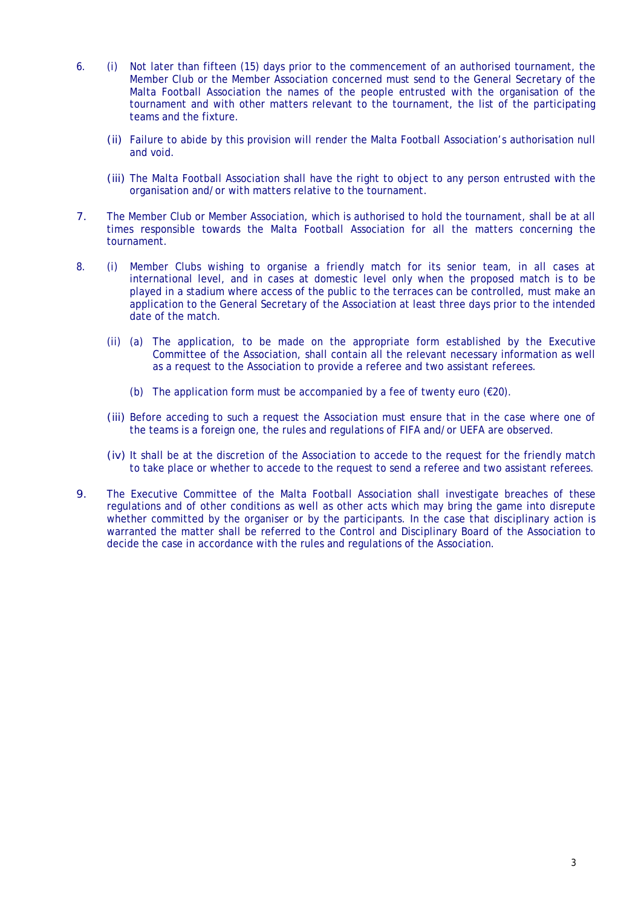6. (i) Not later than fifteen (15) days prior to the commencement of an authorised tournament, the Member Club or the Member Association concerned must send to the General Secretary of the Malta Football Association the names of the people entrusted with the organisation of the tournament and with other matters relevant to the tournament, the list of the participating teams and the fixture.

   (ii) Failure to abide by this provision will render the Malta Football Association's authorisation null and void.

   (iii) The Malta Football Association shall have the right to object to any person entrusted with the organisation and/or with matters relative to the tournament.

7. The Member Club or Member Association, which is authorised to hold the tournament, shall be at all times responsible towards the Malta Football Association for all the matters concerning the tournament.

8. (i) Member Clubs wishing to organise a friendly match for its senior team, in all cases at international level, and in cases at domestic level only when the proposed match is to be played in a stadium where access of the public to the terraces can be controlled, must make an application to the General Secretary of the Association at least three days prior to the intended date of the match.

   (ii) (a) The application, to be made on the appropriate form established by the Executive Committee of the Association, shall contain all the relevant necessary information as well as a request to the Association to provide a referee and two assistant referees.

   (b) The application form must be accompanied by a fee of twenty euro (€20).

   (iii) Before acceding to such a request the Association must ensure that in the case where one of the teams is a foreign one, the rules and regulations of FIFA and/or UEFA are observed.

   (iv) It shall be at the discretion of the Association to accede to the request for the friendly match to take place or whether to accede to the request to send a referee and two assistant referees.

9. The Executive Committee of the Malta Football Association shall investigate breaches of these regulations and of other conditions as well as other acts which may bring the game into disrepute whether committed by the organiser or by the participants. In the case that disciplinary action is warranted the matter shall be referred to the Control and Disciplinary Board of the Association to decide the case in accordance with the rules and regulations of the Association.